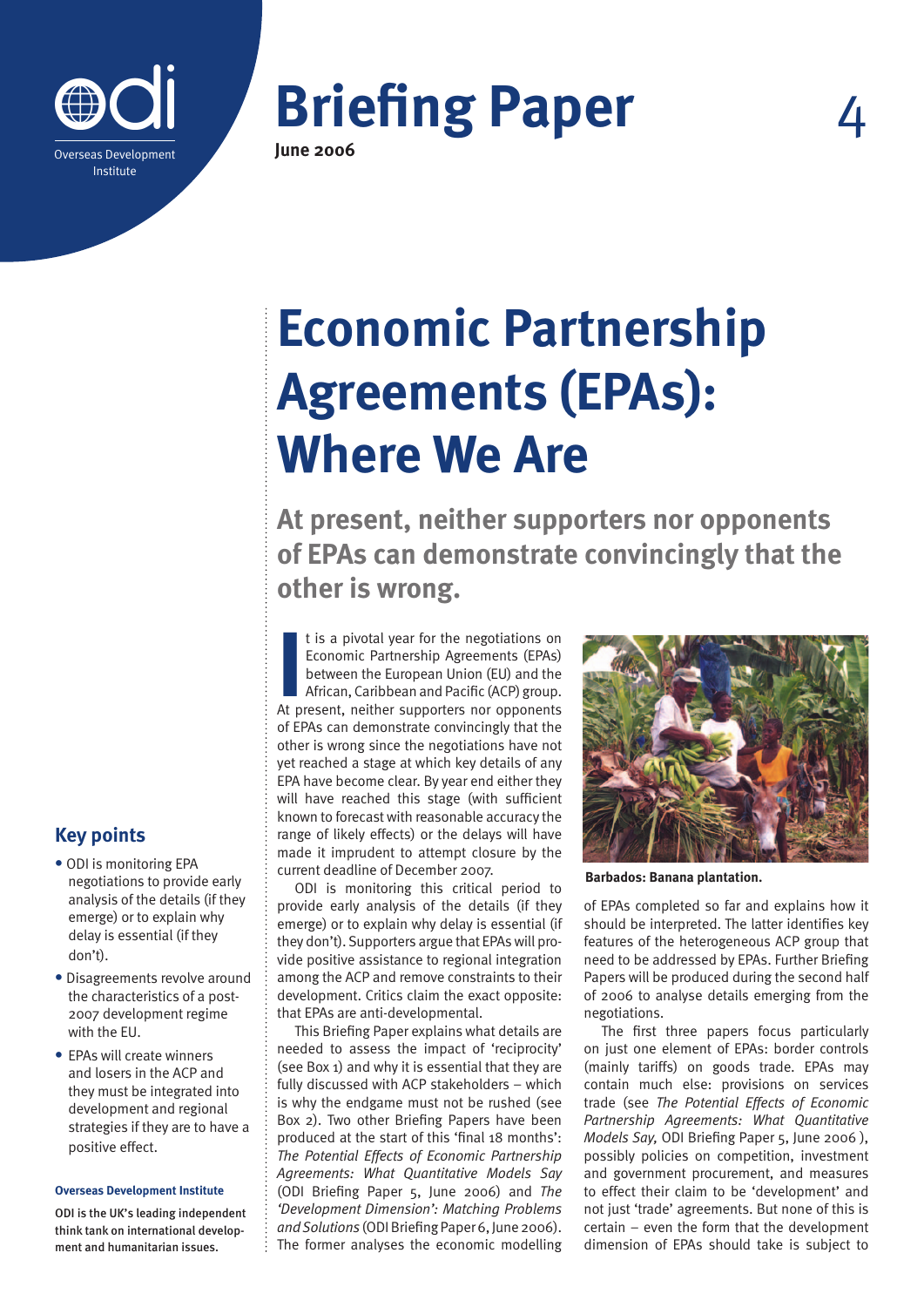Overseas Development Institute

# Briefing Paper

**June 2006**

4

# Economic Partnership Agreements (EPAs): Where We Are

## At present, neither supporters nor opponents of EPAs can demonstrate convincingly that the other is wrong.

It is a pivotal year for the negotiations on Economic Partnership Agreements (EPAs) between the European Union (EU) and the African, Caribbean and Pacific (ACP) group. At present, neither supporters nor opponents of EPAs can demonstrate convincingly that the other is wrong since the negotiations have not yet reached a stage at which key details of any EPA have become clear. By year end either they will have reached this stage (with sufficient known to forecast with reasonable accuracy the range of likely effects) or the delays will have made it imprudent to attempt closure by the current deadline of December 2007.

ODI is monitoring this critical period to provide early analysis of the details (if they emerge) or to explain why delay is essential (if they don't). Supporters argue that EPAs will provide positive assistance to regional integration among the ACP and remove constraints to their development. Critics claim the exact opposite: that EPAs are anti-developmental.

This Briefing Paper explains what details are needed to assess the impact of 'reciprocity' (see Box 1) and why it is essential that they are fully discussed with ACP stakeholders – which is why the endgame must not be rushed (see Box 2). Two other Briefing Papers have been produced at the start of this 'final 18 months': *The Potential Effects of Economic Partnership Agreements: What Quantitative Models Say* (ODI Briefing Paper 5, June 2006) and *The 'Development Dimension': Matching Problems and Solutions* (ODI Briefing Paper 6, June 2006). The former analyses the economic modelling of EPAs completed so far and explains how it should be interpreted. The latter identifies key features of the heterogeneous ACP group that need to be addressed by EPAs. Further Briefing Papers will be produced during the second half of 2006 to analyse details emerging from the negotiations.

**Barbados: Banana plantation.**

The first three papers focus particularly on just one element of EPAs: border controls (mainly tariffs) on goods trade. EPAs may contain much else: provisions on services trade (see *The Potential Effects of Economic Partnership Agreements: What Quantitative Models Say,* ODI Briefing Paper 5, June 2006 ), possibly policies on competition, investment and government procurement, and measures to effect their claim to be 'development' and not just 'trade' agreements. But none of this is certain – even the form that the development dimension of EPAs should take is subject to

## Key points

- ODI is monitoring EPA negotiations to provide early analysis of the details (if they emerge) or to explain why delay is essential (if they don't).
- Disagreements revolve around the characteristics of a post-2007 development regime with the EU.
- EPAs will create winners and losers in the ACP and they must be integrated into development and regional strategies if they are to have a positive effect.

**Overseas Development Institute**

ODI is the UK's leading independent think tank on international development and humanitarian issues.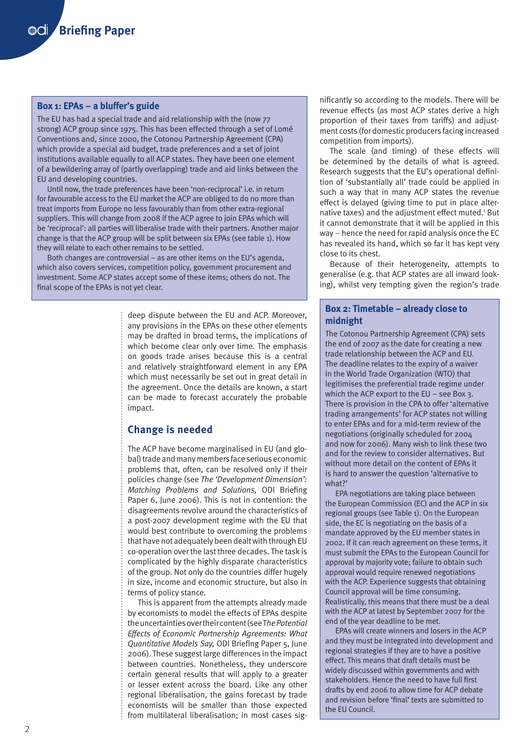### Box 1: EPAs – a bluffer's guide

The EU has had a special trade and aid relationship with the (now 77 strong) ACP group since 1975. This has been effected through a set of Lomé Conventions and, since 2000, the Cotonou Partnership Agreement (CPA) which provide a special aid budget, trade preferences and a set of joint institutions available equally to all ACP states. They have been one element of a bewildering array of (partly overlapping) trade and aid links between the EU and developing countries.

Until now, the trade preferences have been 'non-reciprocal' i.e. in return for favourable access to the EU market the ACP are obliged to do no more than treat imports from Europe no less favourably than from other extra-regional suppliers. This will change from 2008 if the ACP agree to join EPAs which will be 'reciprocal': all parties will liberalise trade with their partners. Another major change is that the ACP group will be split between six EPAs (see table 1). How they will relate to each other remains to be settled.

Both changes are controversial – as are other items on the EU's agenda, which also covers services, competition policy, government procurement and investment. Some ACP states accept some of these items; others do not. The final scope of the EPAs is not yet clear.

deep dispute between the EU and ACP. Moreover, any provisions in the EPAs on these other elements may be drafted in broad terms, the implications of which become clear only over time. The emphasis on goods trade arises because this is a central and relatively straightforward element in any EPA which must necessarily be set out in great detail in the agreement. Once the details are known, a start can be made to forecast accurately the probable impact.

## Change is needed

The ACP have become marginalised in EU (and global) trade and many members face serious economic problems that, often, can be resolved only if their policies change (see *The 'Development Dimension': Matching Problems and Solutions,* ODI Briefing Paper 6, June 2006). This is not in contention: the disagreements revolve around the characteristics of a post-2007 development regime with the EU that would best contribute to overcoming the problems that have not adequately been dealt with through EU co-operation over the last three decades. The task is complicated by the highly disparate characteristics of the group. Not only do the countries differ hugely in size, income and economic structure, but also in terms of policy stance.

This is apparent from the attempts already made by economists to model the effects of EPAs despite the uncertainties over their content (see *The Potential Effects of Economic Partnership Agreements: What Quantitative Models Say,* ODI Briefing Paper 5, June 2006). These suggest large differences in the impact between countries. Nonetheless, they underscore certain general results that will apply to a greater or lesser extent across the board. Like any other regional liberalisation, the gains forecast by trade economists will be smaller than those expected from multilateral liberalisation; in most cases significantly so according to the models. There will be revenue effects (as most ACP states derive a high proportion of their taxes from tariffs) and adjustment costs (for domestic producers facing increased competition from imports).

The scale (and timing) of these effects will be determined by the details of what is agreed. Research suggests that the EU's operational definition of 'substantially all' trade could be applied in such a way that in many ACP states the revenue effect is delayed (giving time to put in place alternative taxes) and the adjustment effect muted.[1] But it cannot demonstrate that it will be applied in this way – hence the need for rapid analysis once the EC has revealed its hand, which so far it has kept very close to its chest.

Because of their heterogeneity, attempts to generalise (e.g. that ACP states are all inward looking), whilst very tempting given the region's trade

### Box 2: Timetable – already close to midnight

The Cotonou Partnership Agreement (CPA) sets the end of 2007 as the date for creating a new trade relationship between the ACP and EU. The deadline relates to the expiry of a waiver in the World Trade Organization (WTO) that legitimises the preferential trade regime under which the ACP export to the EU – see Box 3. There is provision in the CPA to offer 'alternative trading arrangements' for ACP states not willing to enter EPAs and for a mid-term review of the negotiations (originally scheduled for 2004 and now for 2006). Many wish to link these two and for the review to consider alternatives. But without more detail on the content of EPAs it is hard to answer the question 'alternative to what?'

EPA negotiations are taking place between the European Commission (EC) and the ACP in six regional groups (see Table 1). On the European side, the EC is negotiating on the basis of a mandate approved by the EU member states in 2002. If it can reach agreement on these terms, it must submit the EPAs to the European Council for approval by majority vote; failure to obtain such approval would require renewed negotiations with the ACP. Experience suggests that obtaining Council approval will be time consuming. Realistically, this means that there must be a deal with the ACP at latest by September 2007 for the end of the year deadline to be met.

EPAs will create winners and losers in the ACP and they must be integrated into development and regional strategies if they are to have a positive effect. This means that full details must be widely discussed within governments and with stakeholders. Hence the need to have full first drafts by end 2006 to allow time for ACP debate and revision before 'final' texts are submitted to the EU Council.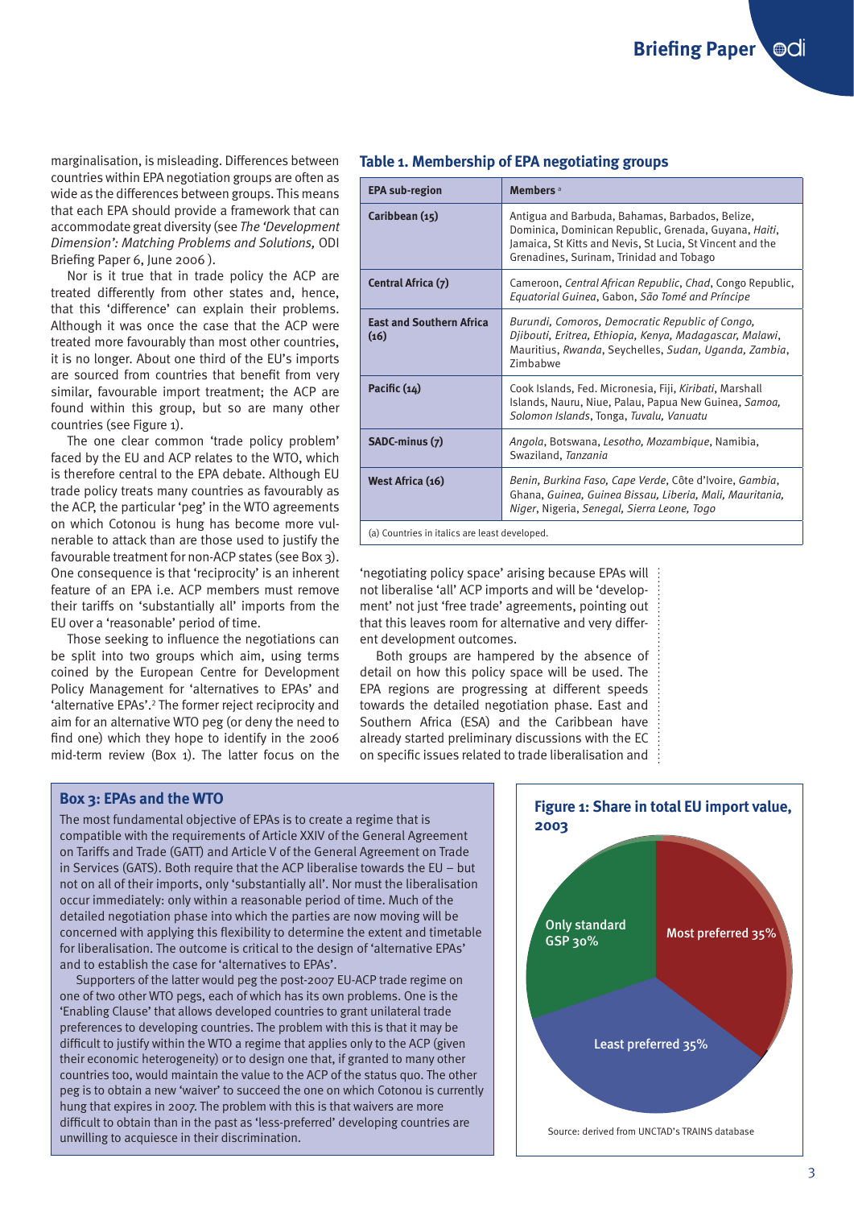marginalisation, is misleading. Differences between countries within EPA negotiation groups are often as wide as the differences between groups. This means that each EPA should provide a framework that can accommodate great diversity (see *The 'Development Dimension': Matching Problems and Solutions,* ODI Briefing Paper 6, June 2006 ).

Nor is it true that in trade policy the ACP are treated differently from other states and, hence, that this 'difference' can explain their problems. Although it was once the case that the ACP were treated more favourably than most other countries, it is no longer. About one third of the EU's imports are sourced from countries that benefit from very similar, favourable import treatment; the ACP are found within this group, but so are many other countries (see Figure 1).

The one clear common 'trade policy problem' faced by the EU and ACP relates to the WTO, which is therefore central to the EPA debate. Although EU trade policy treats many countries as favourably as the ACP, the particular 'peg' in the WTO agreements on which Cotonou is hung has become more vulnerable to attack than are those used to justify the favourable treatment for non-ACP states (see Box 3). One consequence is that 'reciprocity' is an inherent feature of an EPA i.e. ACP members must remove their tariffs on 'substantially all' imports from the EU over a 'reasonable' period of time.

Those seeking to influence the negotiations can be split into two groups which aim, using terms coined by the European Centre for Development Policy Management for 'alternatives to EPAs' and 'alternative EPAs'.[2] The former reject reciprocity and aim for an alternative WTO peg (or deny the need to find one) which they hope to identify in the 2006 mid-term review (Box 1). The latter focus on the 'negotiating policy space' arising because EPAs will not liberalise 'all' ACP imports and will be 'development' not just 'free trade' agreements, pointing out that this leaves room for alternative and very different development outcomes.

Both groups are hampered by the absence of detail on how this policy space will be used. The EPA regions are progressing at different speeds towards the detailed negotiation phase. East and Southern Africa (ESA) and the Caribbean have already started preliminary discussions with the EC on specific issues related to trade liberalisation and

### Table 1. Membership of EPA negotiating groups

| EPA sub-region | Members [a] |
|---|---|
| **Caribbean (15)** | Antigua and Barbuda, Bahamas, Barbados, Belize, Dominica, Dominican Republic, Grenada, Guyana, *Haiti*, Jamaica, St Kitts and Nevis, St Lucia, St Vincent and the Grenadines, Surinam, Trinidad and Tobago |
| **Central Africa (7)** | Cameroon, *Central African Republic*, *Chad*, Congo Republic, *Equatorial Guinea*, Gabon, *São Tomé and Príncipe* |
| **East and Southern Africa (16)** | *Burundi, Comoros, Democratic Republic of Congo, Djibouti, Eritrea, Ethiopia, Kenya, Madagascar, Malawi*, Mauritius, *Rwanda*, Seychelles, *Sudan, Uganda, Zambia*, Zimbabwe |
| **Pacific (14)** | Cook Islands, Fed. Micronesia, Fiji, *Kiribati*, Marshall Islands, Nauru, Niue, Palau, Papua New Guinea, *Samoa, Solomon Islands*, Tonga, *Tuvalu, Vanuatu* |
| **SADC-minus (7)** | *Angola*, Botswana, *Lesotho, Mozambique*, Namibia, Swaziland, *Tanzania* |
| **West Africa (16)** | *Benin, Burkina Faso, Cape Verde*, Côte d'Ivoire, *Gambia*, Ghana, *Guinea, Guinea Bissau, Liberia, Mali, Mauritania, Niger*, Nigeria, *Senegal, Sierra Leone, Togo* |

(a) Countries in italics are least developed.

### Box 3: EPAs and the WTO

The most fundamental objective of EPAs is to create a regime that is compatible with the requirements of Article XXIV of the General Agreement on Tariffs and Trade (GATT) and Article V of the General Agreement on Trade in Services (GATS). Both require that the ACP liberalise towards the EU – but not on all of their imports, only 'substantially all'. Nor must the liberalisation occur immediately: only within a reasonable period of time. Much of the detailed negotiation phase into which the parties are now moving will be concerned with applying this flexibility to determine the extent and timetable for liberalisation. The outcome is critical to the design of 'alternative EPAs' and to establish the case for 'alternatives to EPAs'.

Supporters of the latter would peg the post-2007 EU-ACP trade regime on one of two other WTO pegs, each of which has its own problems. One is the 'Enabling Clause' that allows developed countries to grant unilateral trade preferences to developing countries. The problem with this is that it may be difficult to justify within the WTO a regime that applies only to the ACP (given their economic heterogeneity) or to design one that, if granted to many other countries too, would maintain the value to the ACP of the status quo. The other peg is to obtain a new 'waiver' to succeed the one on which Cotonou is currently hung that expires in 2007. The problem with this is that waivers are more difficult to obtain than in the past as 'less-preferred' developing countries are unwilling to acquiesce in their discrimination.

### Figure 1: Share in total EU import value, 2003

Most preferred 35%; Least preferred 35%; Only standard GSP 30%

Source: derived from UNCTAD's TRAINS database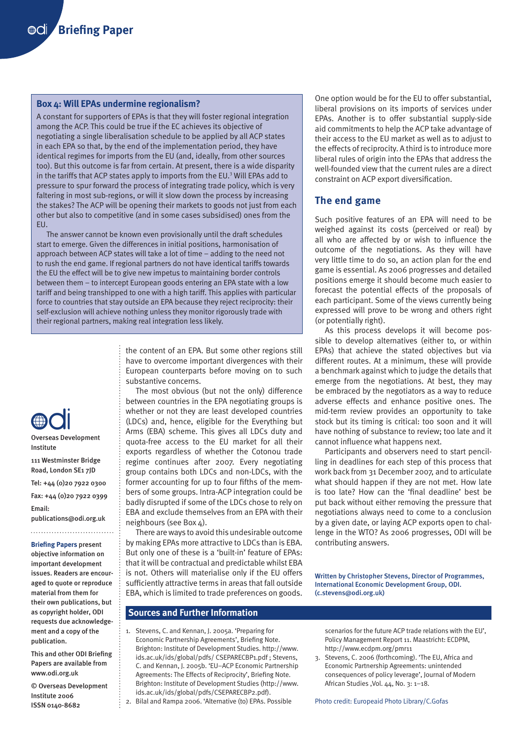### Box 4: Will EPAs undermine regionalism?

A constant for supporters of EPAs is that they will foster regional integration among the ACP. This could be true if the EC achieves its objective of negotiating a single liberalisation schedule to be applied by all ACP states in each EPA so that, by the end of the implementation period, they have identical regimes for imports from the EU (and, ideally, from other sources too). But this outcome is far from certain. At present, there is a wide disparity in the tariffs that ACP states apply to imports from the EU.[3] Will EPAs add to pressure to spur forward the process of integrating trade policy, which is very faltering in most sub-regions, or will it slow down the process by increasing the stakes? The ACP will be opening their markets to goods not just from each other but also to competitive (and in some cases subsidised) ones from the EU.

The answer cannot be known even provisionally until the draft schedules start to emerge. Given the differences in initial positions, harmonisation of approach between ACP states will take a lot of time – adding to the need not to rush the end game. If regional partners do not have identical tariffs towards the EU the effect will be to give new impetus to maintaining border controls between them – to intercept European goods entering an EPA state with a low tariff and being transhipped to one with a high tariff. This applies with particular force to countries that stay outside an EPA because they reject reciprocity: their self-exclusion will achieve nothing unless they monitor rigorously trade with their regional partners, making real integration less likely.

the content of an EPA. But some other regions still have to overcome important divergences with their European counterparts before moving on to such substantive concerns.

The most obvious (but not the only) difference between countries in the EPA negotiating groups is whether or not they are least developed countries (LDCs) and, hence, eligible for the Everything but Arms (EBA) scheme. This gives all LDCs duty and quota-free access to the EU market for all their exports regardless of whether the Cotonou trade regime continues after 2007. Every negotiating group contains both LDCs and non-LDCs, with the former accounting for up to four fifths of the members of some groups. Intra-ACP integration could be badly disrupted if some of the LDCs chose to rely on EBA and exclude themselves from an EPA with their neighbours (see Box 4).

There are ways to avoid this undesirable outcome by making EPAs more attractive to LDCs than is EBA. But only one of these is a 'built-in' feature of EPAs: that it will be contractual and predictable whilst EBA is not. Others will materialise only if the EU offers sufficiently attractive terms in areas that fall outside EBA, which is limited to trade preferences on goods.

One option would be for the EU to offer substantial, liberal provisions on its imports of services under EPAs. Another is to offer substantial supply-side aid commitments to help the ACP take advantage of their access to the EU market as well as to adjust to the effects of reciprocity. A third is to introduce more liberal rules of origin into the EPAs that address the well-founded view that the current rules are a direct constraint on ACP export diversification.

## The end game

Such positive features of an EPA will need to be weighed against its costs (perceived or real) by all who are affected by or wish to influence the outcome of the negotiations. As they will have very little time to do so, an action plan for the end game is essential. As 2006 progresses and detailed positions emerge it should become much easier to forecast the potential effects of the proposals of each participant. Some of the views currently being expressed will prove to be wrong and others right (or potentially right).

As this process develops it will become possible to develop alternatives (either to, or within EPAs) that achieve the stated objectives but via different routes. At a minimum, these will provide a benchmark against which to judge the details that emerge from the negotiations. At best, they may be embraced by the negotiators as a way to reduce adverse effects and enhance positive ones. The mid-term review provides an opportunity to take stock but its timing is critical: too soon and it will have nothing of substance to review; too late and it cannot influence what happens next.

Participants and observers need to start pencilling in deadlines for each step of this process that work back from 31 December 2007, and to articulate what should happen if they are not met. How late is too late? How can the 'final deadline' best be put back without either removing the pressure that negotiations always need to come to a conclusion by a given date, or laying ACP exports open to challenge in the WTO? As 2006 progresses, ODI will be contributing answers.

Written by Christopher Stevens, Director of Programmes, International Economic Development Group, ODI. (c.stevens@odi.org.uk)

## Sources and Further Information

1. Stevens, C. and Kennan, J. 2005a. 'Preparing for Economic Partnership Agreements', Briefing Note. Brighton: Institute of Development Studies. http://www.ids.ac.uk/ids/global/pdfs/ CSEPARECBP1.pdf ; Stevens, C. and Kennan, J. 2005b. 'EU–ACP Economic Partnership Agreements: The Effects of Reciprocity', Briefing Note. Brighton: Institute of Development Studies (http://www.ids.ac.uk/ids/global/pdfs/CSEPARECBP2.pdf).
2. Bilal and Rampa 2006. 'Alternative (to) EPAs. Possible scenarios for the future ACP trade relations with the EU', Policy Management Report 11. Maastricht: ECDPM, http://www.ecdpm.org/pmr11
3. Stevens, C. 2006 (forthcoming). 'The EU, Africa and Economic Partnership Agreements: unintended consequences of policy leverage', Journal of Modern African Studies ,Vol. 44, No. 3: 1–18.

Photo credit: Europeaid Photo Library/C.Gofas

Overseas Development Institute

111 Westminster Bridge Road, London SE1 7JD

Tel: +44 (0)20 7922 0300

Fax: +44 (0)20 7922 0399

Email: publications@odi.org.uk

**Briefing Papers** present objective information on important development issues. Readers are encouraged to quote or reproduce material from them for their own publications, but as copyright holder, ODI requests due acknowledgement and a copy of the publication.

This and other ODI Briefing Papers are available from www.odi.org.uk

© Overseas Development Institute 2006
ISSN 0140-8682